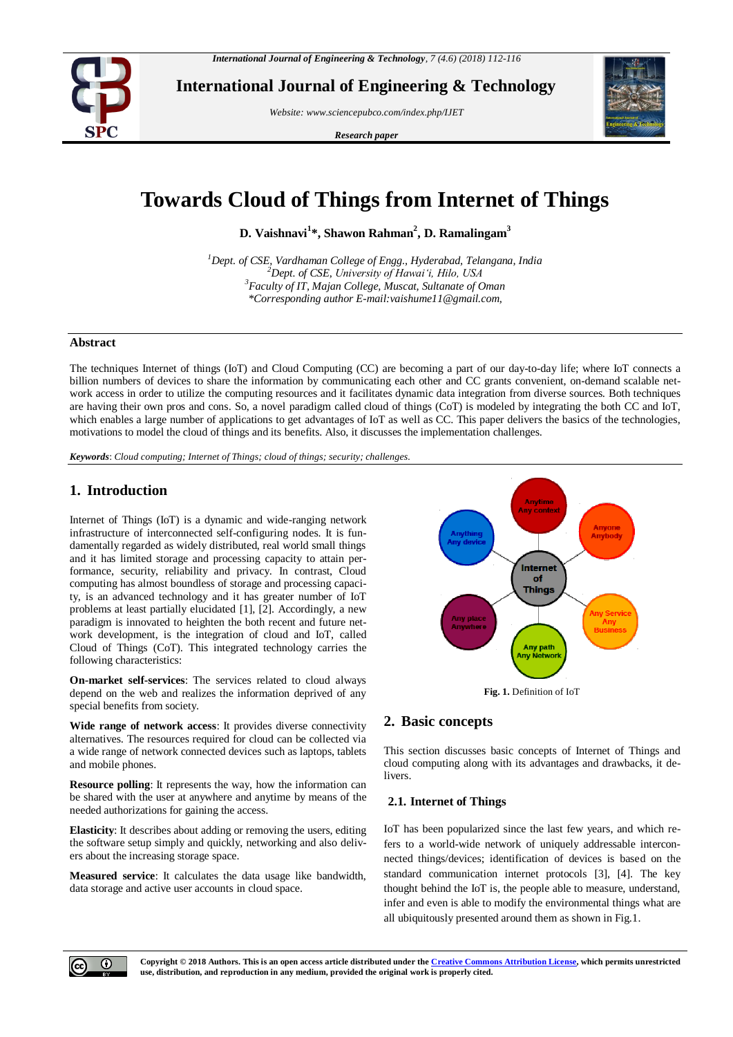# Towards Cloud of Things from Internet of Things

**D. Vaishnavi[1]\*, Shawon Rahman[2], D. Ramalingam[3]**

*[1]Dept. of CSE, Vardhaman College of Engg., Hyderabad, Telangana, India*
*[2]Dept. of CSE, University of Hawai'i, Hilo, USA*
*[3]Faculty of IT, Majan College, Muscat, Sultanate of Oman*
*\*Corresponding author E-mail:vaishume11@gmail.com,*

## Abstract

The techniques Internet of things (IoT) and Cloud Computing (CC) are becoming a part of our day-to-day life; where IoT connects a billion numbers of devices to share the information by communicating each other and CC grants convenient, on-demand scalable network access in order to utilize the computing resources and it facilitates dynamic data integration from diverse sources. Both techniques are having their own pros and cons. So, a novel paradigm called cloud of things (CoT) is modeled by integrating the both CC and IoT, which enables a large number of applications to get advantages of IoT as well as CC. This paper delivers the basics of the technologies, motivations to model the cloud of things and its benefits. Also, it discusses the implementation challenges.

***Keywords***: *Cloud computing; Internet of Things; cloud of things; security; challenges.*

## 1. Introduction

Internet of Things (IoT) is a dynamic and wide-ranging network infrastructure of interconnected self-configuring nodes. It is fundamentally regarded as widely distributed, real world small things and it has limited storage and processing capacity to attain performance, security, reliability and privacy. In contrast, Cloud computing has almost boundless of storage and processing capacity, is an advanced technology and it has greater number of IoT problems at least partially elucidated [1], [2]. Accordingly, a new paradigm is innovated to heighten the both recent and future network development, is the integration of cloud and IoT, called Cloud of Things (CoT). This integrated technology carries the following characteristics:

**On-market self-services**: The services related to cloud always depend on the web and realizes the information deprived of any special benefits from society.

**Wide range of network access**: It provides diverse connectivity alternatives. The resources required for cloud can be collected via a wide range of network connected devices such as laptops, tablets and mobile phones.

**Resource polling**: It represents the way, how the information can be shared with the user at anywhere and anytime by means of the needed authorizations for gaining the access.

**Elasticity**: It describes about adding or removing the users, editing the software setup simply and quickly, networking and also delivers the increasing storage space.

**Measured service**: It calculates the data usage like bandwidth, data storage and active user accounts in cloud space.

**Fig. 1.** Definition of IoT

## 2. Basic concepts

This section discusses basic concepts of Internet of Things and cloud computing along with its advantages and drawbacks, it delivers.

### 2.1. Internet of Things

IoT has been popularized since the last few years, and which refers to a world-wide network of uniquely addressable interconnected things/devices; identification of devices is based on the standard communication internet protocols [3], [4]. The key thought behind the IoT is, the people able to measure, understand, infer and even is able to modify the environmental things what are all ubiquitously presented around them as shown in Fig.1.

**Copyright © 2018 Authors. This is an open access article distributed under the Creative Commons Attribution License, which permits unrestricted use, distribution, and reproduction in any medium, provided the original work is properly cited.**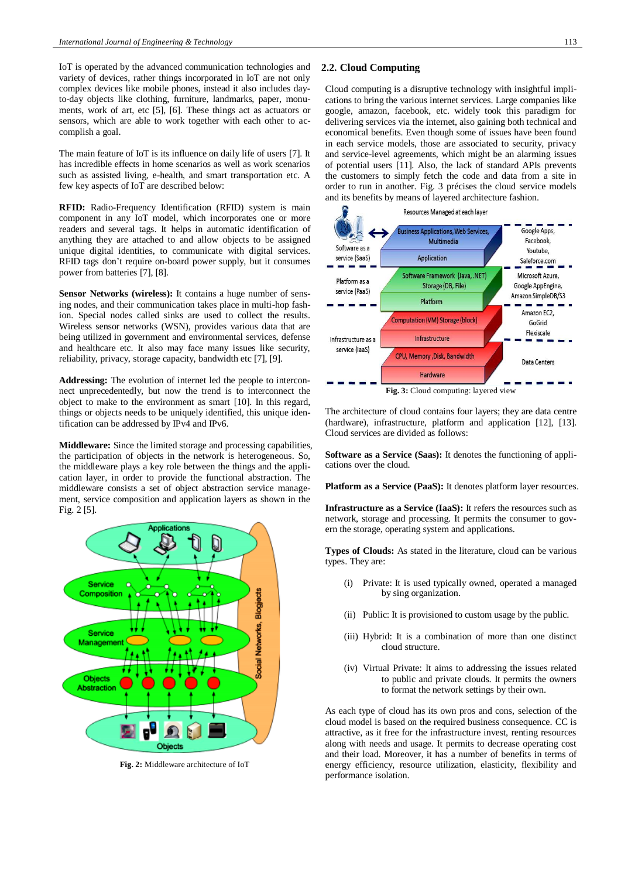IoT is operated by the advanced communication technologies and variety of devices, rather things incorporated in IoT are not only complex devices like mobile phones, instead it also includes day-to-day objects like clothing, furniture, landmarks, paper, monuments, work of art, etc [5], [6]. These things act as actuators or sensors, which are able to work together with each other to accomplish a goal.

The main feature of IoT is its influence on daily life of users [7]. It has incredible effects in home scenarios as well as work scenarios such as assisted living, e-health, and smart transportation etc. A few key aspects of IoT are described below:

**RFID:** Radio-Frequency Identification (RFID) system is main component in any IoT model, which incorporates one or more readers and several tags. It helps in automatic identification of anything they are attached to and allow objects to be assigned unique digital identities, to communicate with digital services. RFID tags don't require on-board power supply, but it consumes power from batteries [7], [8].

**Sensor Networks (wireless):** It contains a huge number of sensing nodes, and their communication takes place in multi-hop fashion. Special nodes called sinks are used to collect the results. Wireless sensor networks (WSN), provides various data that are being utilized in government and environmental services, defense and healthcare etc. It also may face many issues like security, reliability, privacy, storage capacity, bandwidth etc [7], [9].

**Addressing:** The evolution of internet led the people to interconnect unprecedentedly, but now the trend is to interconnect the object to make to the environment as smart [10]. In this regard, things or objects needs to be uniquely identified, this unique identification can be addressed by IPv4 and IPv6.

**Middleware:** Since the limited storage and processing capabilities, the participation of objects in the network is heterogeneous. So, the middleware plays a key role between the things and the application layer, in order to provide the functional abstraction. The middleware consists a set of object abstraction service management, service composition and application layers as shown in the Fig. 2 [5].

**Fig. 2:** Middleware architecture of IoT

## 2.2. Cloud Computing

Cloud computing is a disruptive technology with insightful implications to bring the various internet services. Large companies like google, amazon, facebook, etc. widely took this paradigm for delivering services via the internet, also gaining both technical and economical benefits. Even though some of issues have been found in each service models, those are associated to security, privacy and service-level agreements, which might be an alarming issues of potential users [11]. Also, the lack of standard APIs prevents the customers to simply fetch the code and data from a site in order to run in another. Fig. 3 précises the cloud service models and its benefits by means of layered architecture fashion.

**Fig. 3:** Cloud computing: layered view

The architecture of cloud contains four layers; they are data centre (hardware), infrastructure, platform and application [12], [13]. Cloud services are divided as follows:

**Software as a Service (Saas):** It denotes the functioning of applications over the cloud.

**Platform as a Service (PaaS):** It denotes platform layer resources.

**Infrastructure as a Service (IaaS):** It refers the resources such as network, storage and processing. It permits the consumer to govern the storage, operating system and applications.

**Types of Clouds:** As stated in the literature, cloud can be various types. They are:

(i) Private: It is used typically owned, operated a managed by sing organization.

(ii) Public: It is provisioned to custom usage by the public.

(iii) Hybrid: It is a combination of more than one distinct cloud structure.

(iv) Virtual Private: It aims to addressing the issues related to public and private clouds. It permits the owners to format the network settings by their own.

As each type of cloud has its own pros and cons, selection of the cloud model is based on the required business consequence. CC is attractive, as it free for the infrastructure invest, renting resources along with needs and usage. It permits to decrease operating cost and their load. Moreover, it has a number of benefits in terms of energy efficiency, resource utilization, elasticity, flexibility and performance isolation.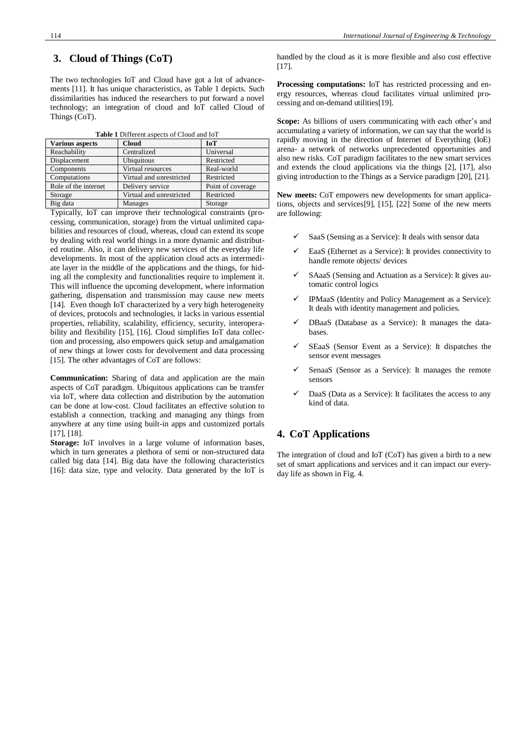## 3. Cloud of Things (CoT)

The two technologies IoT and Cloud have got a lot of advancements [11]. It has unique characteristics, as Table 1 depicts. Such dissimilarities has induced the researchers to put forward a novel technology; an integration of cloud and IoT called Cloud of Things (CoT).

**Table 1** Different aspects of Cloud and IoT

| Various aspects | Cloud | IoT |
|---|---|---|
| Reachability | Centralized | Universal |
| Displacement | Ubiquitous | Restricted |
| Components | Virtual resources | Real-world |
| Computations | Virtual and unrestricted | Restricted |
| Role of the internet | Delivery service | Point of coverage |
| Storage | Virtual and unrestricted | Restricted |
| Big data | Manages | Storage |

Typically, IoT can improve their technological constraints (processing, communication, storage) from the virtual unlimited capabilities and resources of cloud, whereas, cloud can extend its scope by dealing with real world things in a more dynamic and distributed routine. Also, it can delivery new services of the everyday life developments. In most of the application cloud acts as intermediate layer in the middle of the applications and the things, for hiding all the complexity and functionalities require to implement it. This will influence the upcoming development, where information gathering, dispensation and transmission may cause new meets [14]. Even though IoT characterized by a very high heterogeneity of devices, protocols and technologies, it lacks in various essential properties, reliability, scalability, efficiency, security, interoperability and flexibility [15], [16]. Cloud simplifies IoT data collection and processing, also empowers quick setup and amalgamation of new things at lower costs for devolvement and data processing [15]. The other advantages of CoT are follows:

**Communication:** Sharing of data and application are the main aspects of CoT paradigm. Ubiquitous applications can be transfer via IoT, where data collection and distribution by the automation can be done at low-cost. Cloud facilitates an effective solution to establish a connection, tracking and managing any things from anywhere at any time using built-in apps and customized portals [17], [18].

**Storage:** IoT involves in a large volume of information bases, which in turn generates a plethora of semi or non-structured data called big data [14]. Big data have the following characteristics [16]: data size, type and velocity. Data generated by the IoT is handled by the cloud as it is more flexible and also cost effective [17].

**Processing computations:** IoT has restricted processing and energy resources, whereas cloud facilitates virtual unlimited processing and on-demand utilities[19].

**Scope:** As billions of users communicating with each other's and accumulating a variety of information, we can say that the world is rapidly moving in the direction of Internet of Everything (IoE) arena- a network of networks unprecedented opportunities and also new risks. CoT paradigm facilitates to the new smart services and extends the cloud applications via the things [2], [17], also giving introduction to the Things as a Service paradigm [20], [21].

**New meets:** CoT empowers new developments for smart applications, objects and services[9], [15], [22] Some of the new meets are following:

- ✓ SaaS (Sensing as a Service): It deals with sensor data
- ✓ EaaS (Ethernet as a Service): It provides connectivity to handle remote objects/ devices
- ✓ SAaaS (Sensing and Actuation as a Service): It gives automatic control logics
- ✓ IPMaaS (Identity and Policy Management as a Service): It deals with identity management and policies.
- ✓ DBaaS (Database as a Service): It manages the databases.
- ✓ SEaaS (Sensor Event as a Service): It dispatches the sensor event messages
- ✓ SenaaS (Sensor as a Service): It manages the remote sensors
- ✓ DaaS (Data as a Service): It facilitates the access to any kind of data.

## 4. CoT Applications

The integration of cloud and IoT (CoT) has given a birth to a new set of smart applications and services and it can impact our everyday life as shown in Fig. 4.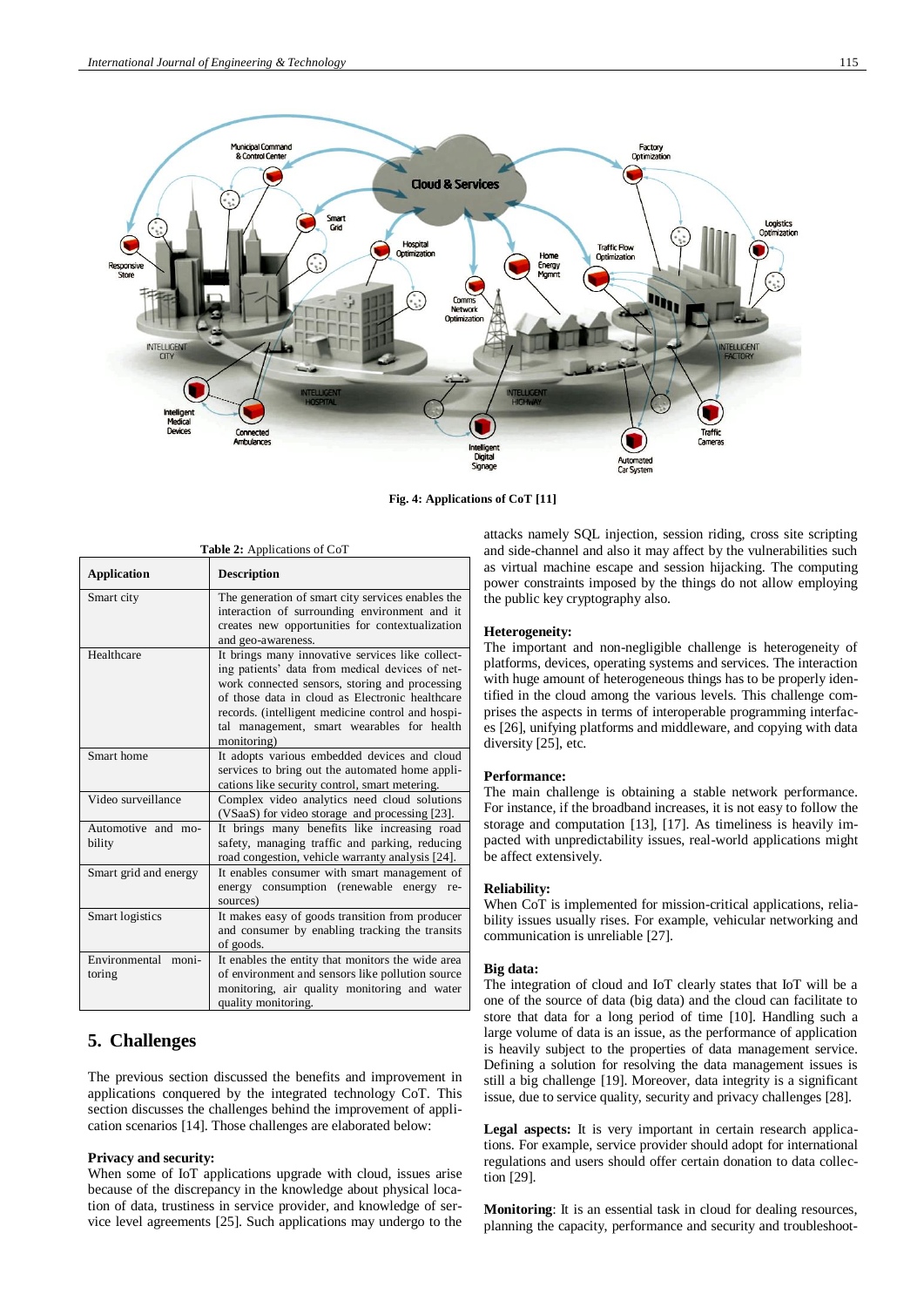Fig. 4: Applications of CoT [11]

Table 2: Applications of CoT

| Application | Description |
| --- | --- |
| Smart city | The generation of smart city services enables the interaction of surrounding environment and it creates new opportunities for contextualization and geo-awareness. |
| Healthcare | It brings many innovative services like collecting patients' data from medical devices of network connected sensors, storing and processing of those data in cloud as Electronic healthcare records. (intelligent medicine control and hospital management, smart wearables for health monitoring) |
| Smart home | It adopts various embedded devices and cloud services to bring out the automated home applications like security control, smart metering. |
| Video surveillance | Complex video analytics need cloud solutions (VSaaS) for video storage and processing [23]. |
| Automotive and mobility | It brings many benefits like increasing road safety, managing traffic and parking, reducing road congestion, vehicle warranty analysis [24]. |
| Smart grid and energy | It enables consumer with smart management of energy consumption (renewable energy resources) |
| Smart logistics | It makes easy of goods transition from producer and consumer by enabling tracking the transits of goods. |
| Environmental monitoring | It enables the entity that monitors the wide area of environment and sensors like pollution source monitoring, air quality monitoring and water quality monitoring. |

## 5. Challenges

The previous section discussed the benefits and improvement in applications conquered by the integrated technology CoT. This section discusses the challenges behind the improvement of application scenarios [14]. Those challenges are elaborated below:

**Privacy and security:**
When some of IoT applications upgrade with cloud, issues arise because of the discrepancy in the knowledge about physical location of data, trustiness in service provider, and knowledge of service level agreements [25]. Such applications may undergo to the attacks namely SQL injection, session riding, cross site scripting and side-channel and also it may affect by the vulnerabilities such as virtual machine escape and session hijacking. The computing power constraints imposed by the things do not allow employing the public key cryptography also.

**Heterogeneity:**
The important and non-negligible challenge is heterogeneity of platforms, devices, operating systems and services. The interaction with huge amount of heterogeneous things has to be properly identified in the cloud among the various levels. This challenge comprises the aspects in terms of interoperable programming interfaces [26], unifying platforms and middleware, and copying with data diversity [25], etc.

**Performance:**
The main challenge is obtaining a stable network performance. For instance, if the broadband increases, it is not easy to follow the storage and computation [13], [17]. As timeliness is heavily impacted with unpredictability issues, real-world applications might be affect extensively.

**Reliability:**
When CoT is implemented for mission-critical applications, reliability issues usually rises. For example, vehicular networking and communication is unreliable [27].

**Big data:**
The integration of cloud and IoT clearly states that IoT will be a one of the source of data (big data) and the cloud can facilitate to store that data for a long period of time [10]. Handling such a large volume of data is an issue, as the performance of application is heavily subject to the properties of data management service. Defining a solution for resolving the data management issues is still a big challenge [19]. Moreover, data integrity is a significant issue, due to service quality, security and privacy challenges [28].

**Legal aspects:** It is very important in certain research applications. For example, service provider should adopt for international regulations and users should offer certain donation to data collection [29].

**Monitoring**: It is an essential task in cloud for dealing resources, planning the capacity, performance and security and troubleshoot-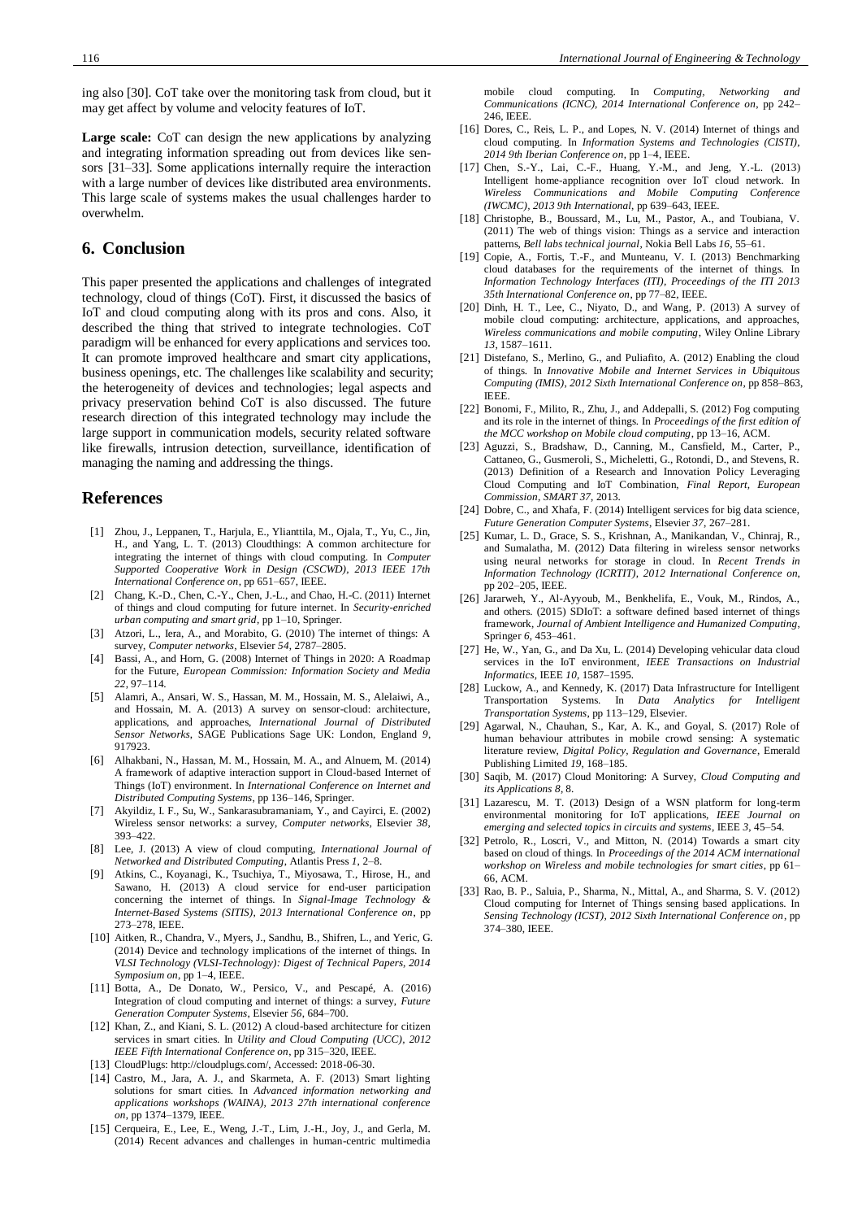ing also [30]. CoT take over the monitoring task from cloud, but it may get affect by volume and velocity features of IoT.

**Large scale:** CoT can design the new applications by analyzing and integrating information spreading out from devices like sensors [31–33]. Some applications internally require the interaction with a large number of devices like distributed area environments. This large scale of systems makes the usual challenges harder to overwhelm.

## 6. Conclusion

This paper presented the applications and challenges of integrated technology, cloud of things (CoT). First, it discussed the basics of IoT and cloud computing along with its pros and cons. Also, it described the thing that strived to integrate technologies. CoT paradigm will be enhanced for every applications and services too. It can promote improved healthcare and smart city applications, business openings, etc. The challenges like scalability and security; the heterogeneity of devices and technologies; legal aspects and privacy preservation behind CoT is also discussed. The future research direction of this integrated technology may include the large support in communication models, security related software like firewalls, intrusion detection, surveillance, identification of managing the naming and addressing the things.

## References

[1] Zhou, J., Leppanen, T., Harjula, E., Ylianttila, M., Ojala, T., Yu, C., Jin, H., and Yang, L. T. (2013) Cloudthings: A common architecture for integrating the internet of things with cloud computing. In *Computer Supported Cooperative Work in Design (CSCWD), 2013 IEEE 17th International Conference on*, pp 651–657, IEEE.

[2] Chang, K.-D., Chen, C.-Y., Chen, J.-L., and Chao, H.-C. (2011) Internet of things and cloud computing for future internet. In *Security-enriched urban computing and smart grid*, pp 1–10, Springer.

[3] Atzori, L., Iera, A., and Morabito, G. (2010) The internet of things: A survey, *Computer networks*, Elsevier *54*, 2787–2805.

[4] Bassi, A., and Horn, G. (2008) Internet of Things in 2020: A Roadmap for the Future, *European Commission: Information Society and Media 22*, 97–114.

[5] Alamri, A., Ansari, W. S., Hassan, M. M., Hossain, M. S., Alelaiwi, A., and Hossain, M. A. (2013) A survey on sensor-cloud: architecture, applications, and approaches, *International Journal of Distributed Sensor Networks*, SAGE Publications Sage UK: London, England *9*, 917923.

[6] Alhakbani, N., Hassan, M. M., Hossain, M. A., and Alnuem, M. (2014) A framework of adaptive interaction support in Cloud-based Internet of Things (IoT) environment. In *International Conference on Internet and Distributed Computing Systems*, pp 136–146, Springer.

[7] Akyildiz, I. F., Su, W., Sankarasubramaniam, Y., and Cayirci, E. (2002) Wireless sensor networks: a survey, *Computer networks*, Elsevier *38*, 393–422.

[8] Lee, J. (2013) A view of cloud computing, *International Journal of Networked and Distributed Computing*, Atlantis Press *1*, 2–8.

[9] Atkins, C., Koyanagi, K., Tsuchiya, T., Miyosawa, T., Hirose, H., and Sawano, H. (2013) A cloud service for end-user participation concerning the internet of things. In *Signal-Image Technology & Internet-Based Systems (SITIS), 2013 International Conference on*, pp 273–278, IEEE.

[10] Aitken, R., Chandra, V., Myers, J., Sandhu, B., Shifren, L., and Yeric, G. (2014) Device and technology implications of the internet of things. In *VLSI Technology (VLSI-Technology): Digest of Technical Papers, 2014 Symposium on*, pp 1–4, IEEE.

[11] Botta, A., De Donato, W., Persico, V., and Pescapé, A. (2016) Integration of cloud computing and internet of things: a survey, *Future Generation Computer Systems*, Elsevier *56*, 684–700.

[12] Khan, Z., and Kiani, S. L. (2012) A cloud-based architecture for citizen services in smart cities. In *Utility and Cloud Computing (UCC), 2012 IEEE Fifth International Conference on*, pp 315–320, IEEE.

[13] CloudPlugs: http://cloudplugs.com/, Accessed: 2018-06-30.

[14] Castro, M., Jara, A. J., and Skarmeta, A. F. (2013) Smart lighting solutions for smart cities. In *Advanced information networking and applications workshops (WAINA), 2013 27th international conference on*, pp 1374–1379, IEEE.

[15] Cerqueira, E., Lee, E., Weng, J.-T., Lim, J.-H., Joy, J., and Gerla, M. (2014) Recent advances and challenges in human-centric multimedia mobile cloud computing. In *Computing, Networking and Communications (ICNC), 2014 International Conference on*, pp 242–246, IEEE.

[16] Dores, C., Reis, L. P., and Lopes, N. V. (2014) Internet of things and cloud computing. In *Information Systems and Technologies (CISTI), 2014 9th Iberian Conference on*, pp 1–4, IEEE.

[17] Chen, S.-Y., Lai, C.-F., Huang, Y.-M., and Jeng, Y.-L. (2013) Intelligent home-appliance recognition over IoT cloud network. In *Wireless Communications and Mobile Computing Conference (IWCMC), 2013 9th International*, pp 639–643, IEEE.

[18] Christophe, B., Boussard, M., Lu, M., Pastor, A., and Toubiana, V. (2011) The web of things vision: Things as a service and interaction patterns, *Bell labs technical journal*, Nokia Bell Labs *16*, 55–61.

[19] Copie, A., Fortis, T.-F., and Munteanu, V. I. (2013) Benchmarking cloud databases for the requirements of the internet of things. In *Information Technology Interfaces (ITI), Proceedings of the ITI 2013 35th International Conference on*, pp 77–82, IEEE.

[20] Dinh, H. T., Lee, C., Niyato, D., and Wang, P. (2013) A survey of mobile cloud computing: architecture, applications, and approaches, *Wireless communications and mobile computing*, Wiley Online Library *13*, 1587–1611.

[21] Distefano, S., Merlino, G., and Puliafito, A. (2012) Enabling the cloud of things. In *Innovative Mobile and Internet Services in Ubiquitous Computing (IMIS), 2012 Sixth International Conference on*, pp 858–863, IEEE.

[22] Bonomi, F., Milito, R., Zhu, J., and Addepalli, S. (2012) Fog computing and its role in the internet of things. In *Proceedings of the first edition of the MCC workshop on Mobile cloud computing*, pp 13–16, ACM.

[23] Aguzzi, S., Bradshaw, D., Canning, M., Cansfield, M., Carter, P., Cattaneo, G., Gusmeroli, S., Micheletti, G., Rotondi, D., and Stevens, R. (2013) Definition of a Research and Innovation Policy Leveraging Cloud Computing and IoT Combination, *Final Report, European Commission, SMART 37*, 2013.

[24] Dobre, C., and Xhafa, F. (2014) Intelligent services for big data science, *Future Generation Computer Systems*, Elsevier *37*, 267–281.

[25] Kumar, L. D., Grace, S. S., Krishnan, A., Manikandan, V., Chinraj, R., and Sumalatha, M. (2012) Data filtering in wireless sensor networks using neural networks for storage in cloud. In *Recent Trends in Information Technology (ICRTIT), 2012 International Conference on*, pp 202–205, IEEE.

[26] Jararweh, Y., Al-Ayyoub, M., Benkhelifa, E., Vouk, M., Rindos, A., and others. (2015) SDIoT: a software defined based internet of things framework, *Journal of Ambient Intelligence and Humanized Computing*, Springer *6*, 453–461.

[27] He, W., Yan, G., and Da Xu, L. (2014) Developing vehicular data cloud services in the IoT environment, *IEEE Transactions on Industrial Informatics*, IEEE *10*, 1587–1595.

[28] Luckow, A., and Kennedy, K. (2017) Data Infrastructure for Intelligent Transportation Systems. In *Data Analytics for Intelligent Transportation Systems*, pp 113–129, Elsevier.

[29] Agarwal, N., Chauhan, S., Kar, A. K., and Goyal, S. (2017) Role of human behaviour attributes in mobile crowd sensing: A systematic literature review, *Digital Policy, Regulation and Governance*, Emerald Publishing Limited *19*, 168–185.

[30] Saqib, M. (2017) Cloud Monitoring: A Survey, *Cloud Computing and its Applications 8*, 8.

[31] Lazarescu, M. T. (2013) Design of a WSN platform for long-term environmental monitoring for IoT applications, *IEEE Journal on emerging and selected topics in circuits and systems*, IEEE *3*, 45–54.

[32] Petrolo, R., Loscri, V., and Mitton, N. (2014) Towards a smart city based on cloud of things. In *Proceedings of the 2014 ACM international workshop on Wireless and mobile technologies for smart cities*, pp 61–66, ACM.

[33] Rao, B. P., Saluia, P., Sharma, N., Mittal, A., and Sharma, S. V. (2012) Cloud computing for Internet of Things sensing based applications. In *Sensing Technology (ICST), 2012 Sixth International Conference on*, pp 374–380, IEEE.